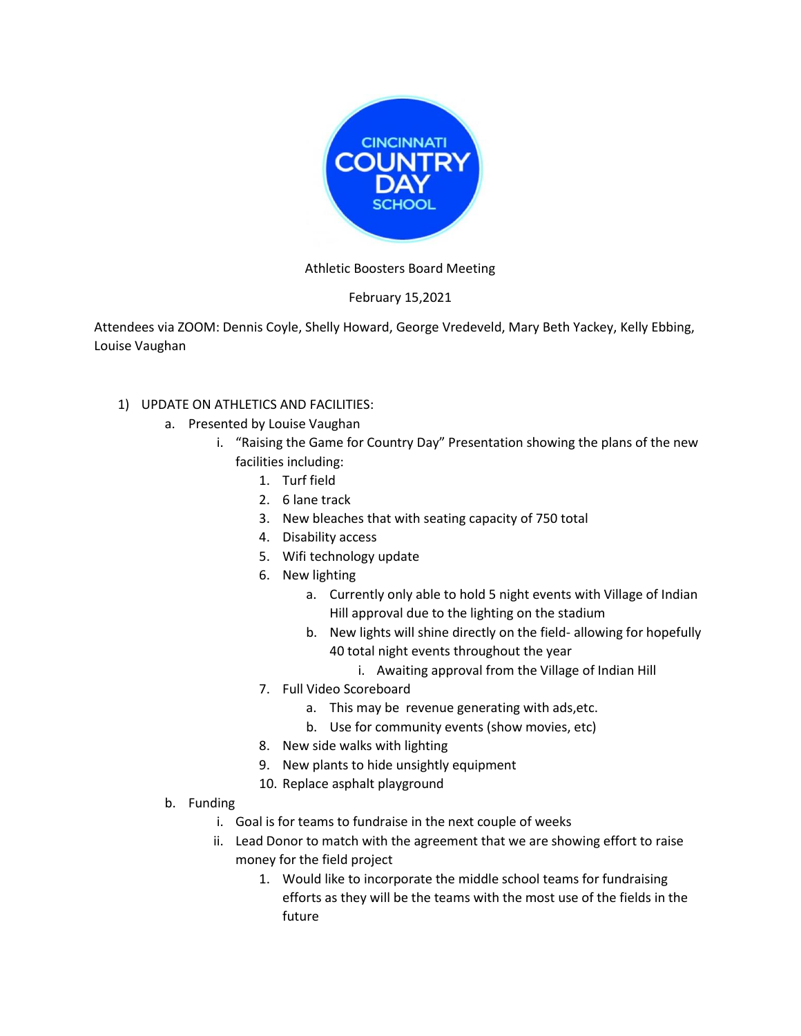Athletic Boosters Board Meeting

February 15,2021

Attendees via ZOOM: Dennis Coyle, Shelly Howard, George Vredeveld, Mary Beth Yackey, Kelly Ebbing, Louise Vaughan

1) UPDATE ON ATHLETICS AND FACILITIES:
   a. Presented by Louise Vaughan
      i. "Raising the Game for Country Day" Presentation showing the plans of the new facilities including:
         1. Turf field
         2. 6 lane track
         3. New bleaches that with seating capacity of 750 total
         4. Disability access
         5. Wifi technology update
         6. New lighting
            a. Currently only able to hold 5 night events with Village of Indian Hill approval due to the lighting on the stadium
            b. New lights will shine directly on the field- allowing for hopefully 40 total night events throughout the year
               i. Awaiting approval from the Village of Indian Hill
         7. Full Video Scoreboard
            a. This may be revenue generating with ads,etc.
            b. Use for community events (show movies, etc)
         8. New side walks with lighting
         9. New plants to hide unsightly equipment
         10. Replace asphalt playground
   b. Funding
      i. Goal is for teams to fundraise in the next couple of weeks
      ii. Lead Donor to match with the agreement that we are showing effort to raise money for the field project
         1. Would like to incorporate the middle school teams for fundraising efforts as they will be the teams with the most use of the fields in the future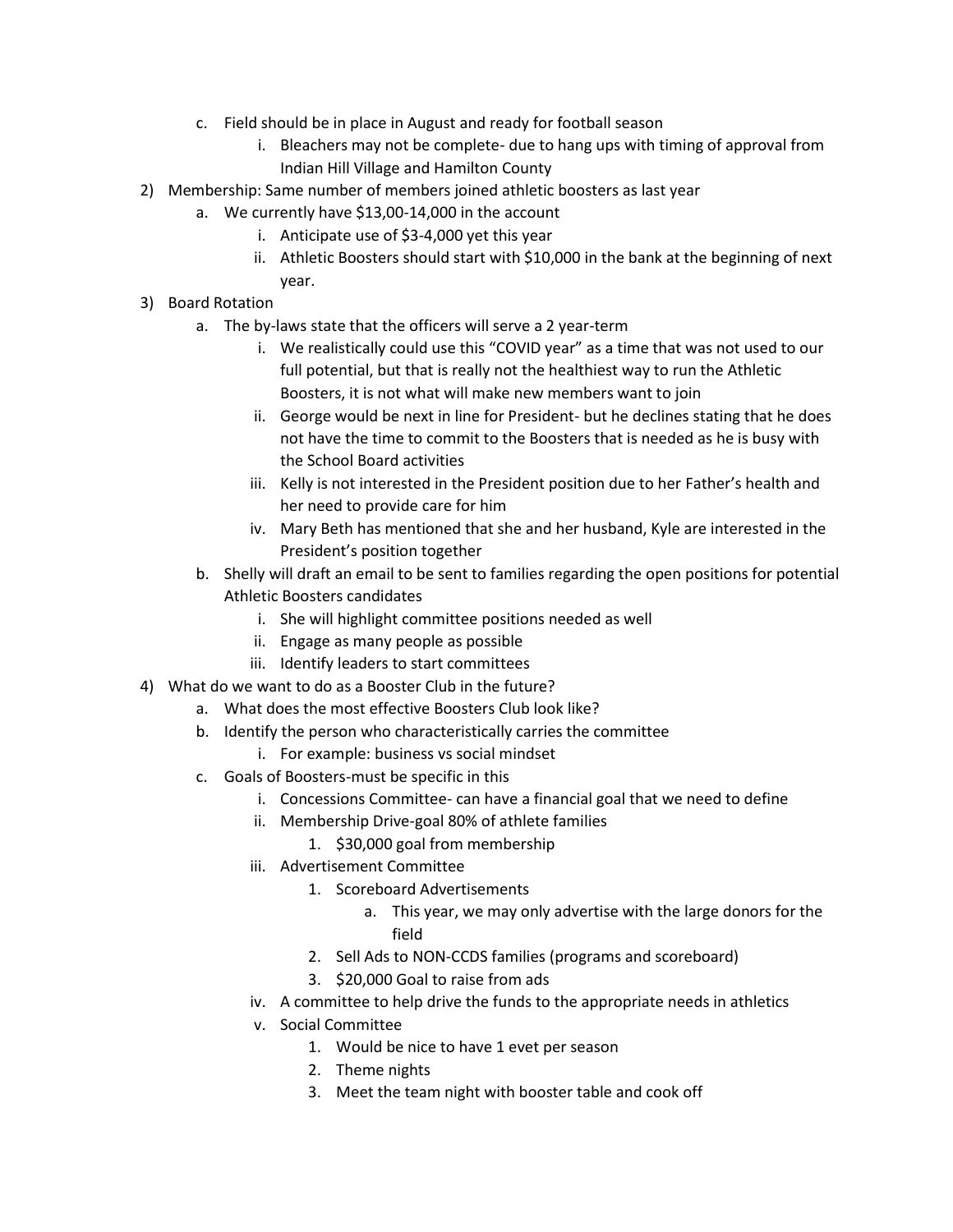c. Field should be in place in August and ready for football season
        i. Bleachers may not be complete- due to hang ups with timing of approval from Indian Hill Village and Hamilton County

2) Membership: Same number of members joined athletic boosters as last year
    a. We currently have $13,00-14,000 in the account
        i. Anticipate use of $3-4,000 yet this year
        ii. Athletic Boosters should start with $10,000 in the bank at the beginning of next year.

3) Board Rotation
    a. The by-laws state that the officers will serve a 2 year-term
        i. We realistically could use this "COVID year" as a time that was not used to our full potential, but that is really not the healthiest way to run the Athletic Boosters, it is not what will make new members want to join
        ii. George would be next in line for President- but he declines stating that he does not have the time to commit to the Boosters that is needed as he is busy with the School Board activities
        iii. Kelly is not interested in the President position due to her Father's health and her need to provide care for him
        iv. Mary Beth has mentioned that she and her husband, Kyle are interested in the President's position together
    b. Shelly will draft an email to be sent to families regarding the open positions for potential Athletic Boosters candidates
        i. She will highlight committee positions needed as well
        ii. Engage as many people as possible
        iii. Identify leaders to start committees

4) What do we want to do as a Booster Club in the future?
    a. What does the most effective Boosters Club look like?
    b. Identify the person who characteristically carries the committee
        i. For example: business vs social mindset
    c. Goals of Boosters-must be specific in this
        i. Concessions Committee- can have a financial goal that we need to define
        ii. Membership Drive-goal 80% of athlete families
            1. $30,000 goal from membership
        iii. Advertisement Committee
            1. Scoreboard Advertisements
                a. This year, we may only advertise with the large donors for the field
            2. Sell Ads to NON-CCDS families (programs and scoreboard)
            3. $20,000 Goal to raise from ads
        iv. A committee to help drive the funds to the appropriate needs in athletics
        v. Social Committee
            1. Would be nice to have 1 evet per season
            2. Theme nights
            3. Meet the team night with booster table and cook off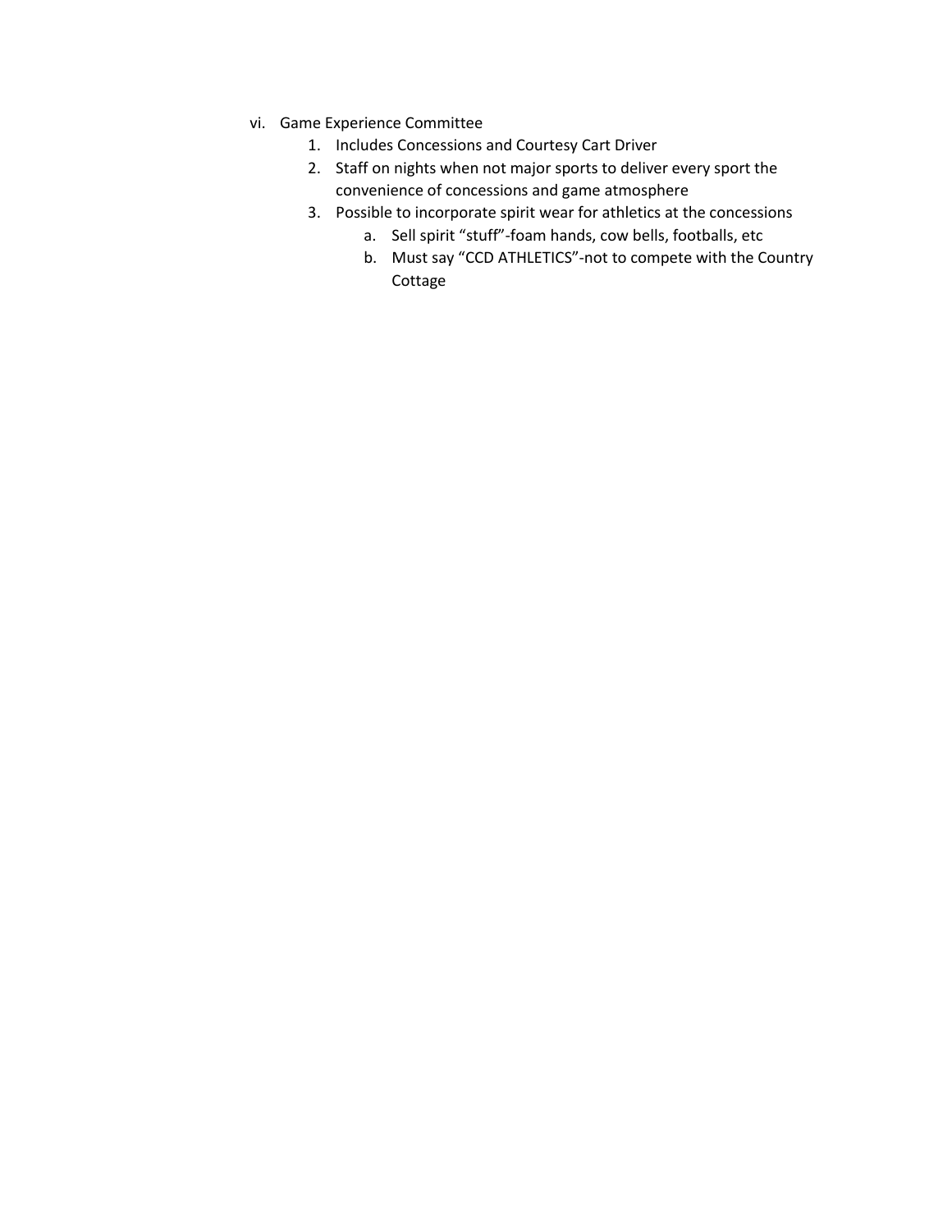vi. Game Experience Committee
   1. Includes Concessions and Courtesy Cart Driver
   2. Staff on nights when not major sports to deliver every sport the convenience of concessions and game atmosphere
   3. Possible to incorporate spirit wear for athletics at the concessions
      a. Sell spirit "stuff"-foam hands, cow bells, footballs, etc
      b. Must say "CCD ATHLETICS"-not to compete with the Country Cottage